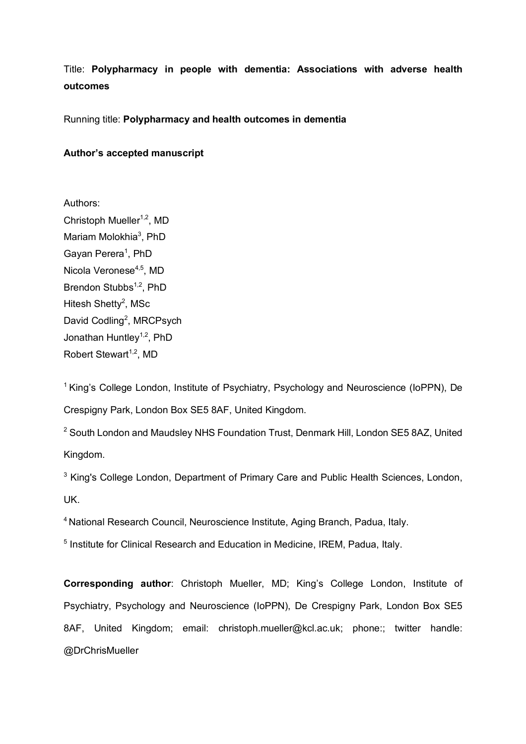Title: **Polypharmacy in people with dementia: Associations with adverse health outcomes**

Running title: **Polypharmacy and health outcomes in dementia**

**Author's accepted manuscript**

Authors:
Christoph Mueller[1,2], MD
Mariam Molokhia[3], PhD
Gayan Perera[1], PhD
Nicola Veronese[4,5], MD
Brendon Stubbs[1,2], PhD
Hitesh Shetty[2], MSc
David Codling[2], MRCPsych
Jonathan Huntley[1,2], PhD
Robert Stewart[1,2], MD

[1] King's College London, Institute of Psychiatry, Psychology and Neuroscience (IoPPN), De Crespigny Park, London Box SE5 8AF, United Kingdom.

[2] South London and Maudsley NHS Foundation Trust, Denmark Hill, London SE5 8AZ, United Kingdom.

[3] King's College London, Department of Primary Care and Public Health Sciences, London, UK.

[4] National Research Council, Neuroscience Institute, Aging Branch, Padua, Italy.

[5] Institute for Clinical Research and Education in Medicine, IREM, Padua, Italy.

**Corresponding author**: Christoph Mueller, MD; King's College London, Institute of Psychiatry, Psychology and Neuroscience (IoPPN), De Crespigny Park, London Box SE5 8AF, United Kingdom; email: christoph.mueller@kcl.ac.uk; phone:; twitter handle: @DrChrisMueller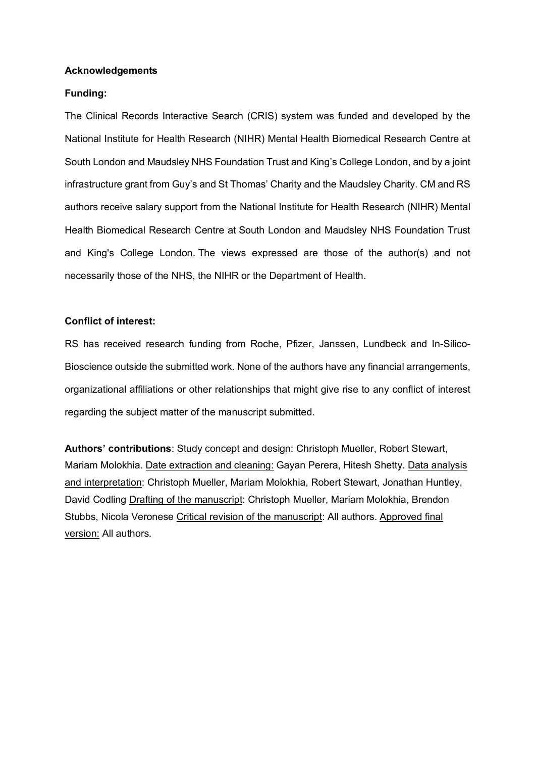**Acknowledgements**

**Funding:**

The Clinical Records Interactive Search (CRIS) system was funded and developed by the National Institute for Health Research (NIHR) Mental Health Biomedical Research Centre at South London and Maudsley NHS Foundation Trust and King's College London, and by a joint infrastructure grant from Guy's and St Thomas' Charity and the Maudsley Charity. CM and RS authors receive salary support from the National Institute for Health Research (NIHR) Mental Health Biomedical Research Centre at South London and Maudsley NHS Foundation Trust and King's College London. The views expressed are those of the author(s) and not necessarily those of the NHS, the NIHR or the Department of Health.

**Conflict of interest:**

RS has received research funding from Roche, Pfizer, Janssen, Lundbeck and In-Silico-Bioscience outside the submitted work. None of the authors have any financial arrangements, organizational affiliations or other relationships that might give rise to any conflict of interest regarding the subject matter of the manuscript submitted.

**Authors' contributions**: Study concept and design: Christoph Mueller, Robert Stewart, Mariam Molokhia. Date extraction and cleaning: Gayan Perera, Hitesh Shetty. Data analysis and interpretation: Christoph Mueller, Mariam Molokhia, Robert Stewart, Jonathan Huntley, David Codling Drafting of the manuscript: Christoph Mueller, Mariam Molokhia, Brendon Stubbs, Nicola Veronese Critical revision of the manuscript: All authors. Approved final version: All authors.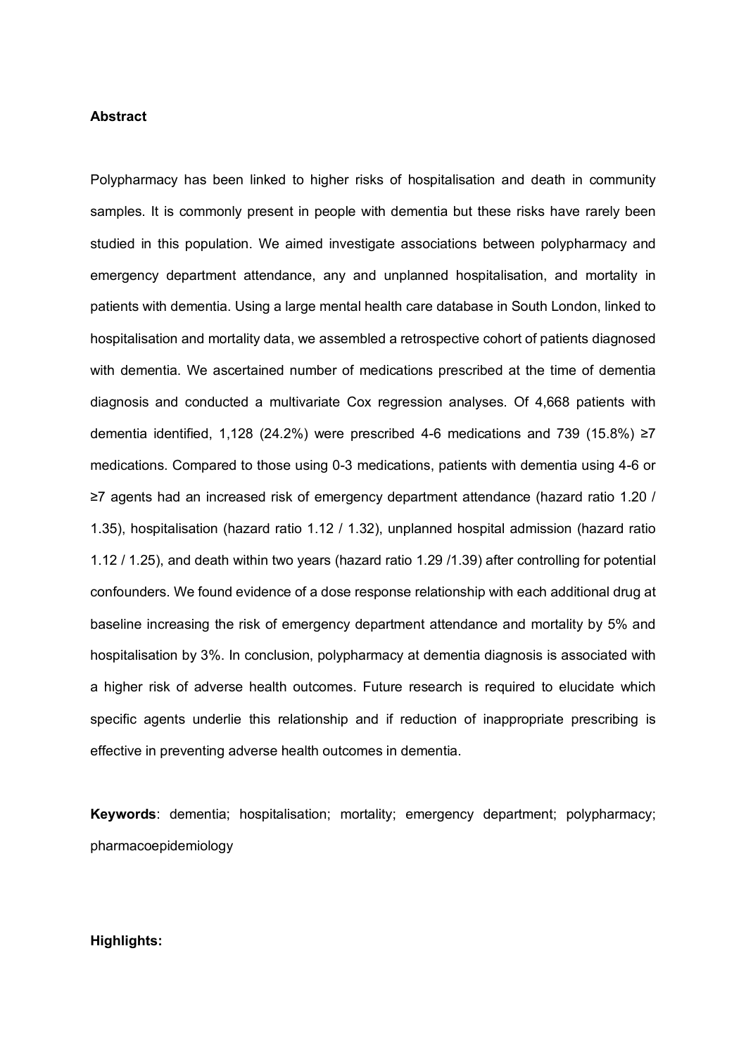**Abstract**

Polypharmacy has been linked to higher risks of hospitalisation and death in community samples. It is commonly present in people with dementia but these risks have rarely been studied in this population. We aimed investigate associations between polypharmacy and emergency department attendance, any and unplanned hospitalisation, and mortality in patients with dementia. Using a large mental health care database in South London, linked to hospitalisation and mortality data, we assembled a retrospective cohort of patients diagnosed with dementia. We ascertained number of medications prescribed at the time of dementia diagnosis and conducted a multivariate Cox regression analyses. Of 4,668 patients with dementia identified, 1,128 (24.2%) were prescribed 4-6 medications and 739 (15.8%) ≥7 medications. Compared to those using 0-3 medications, patients with dementia using 4-6 or ≥7 agents had an increased risk of emergency department attendance (hazard ratio 1.20 / 1.35), hospitalisation (hazard ratio 1.12 / 1.32), unplanned hospital admission (hazard ratio 1.12 / 1.25), and death within two years (hazard ratio 1.29 /1.39) after controlling for potential confounders. We found evidence of a dose response relationship with each additional drug at baseline increasing the risk of emergency department attendance and mortality by 5% and hospitalisation by 3%. In conclusion, polypharmacy at dementia diagnosis is associated with a higher risk of adverse health outcomes. Future research is required to elucidate which specific agents underlie this relationship and if reduction of inappropriate prescribing is effective in preventing adverse health outcomes in dementia.

**Keywords**: dementia; hospitalisation; mortality; emergency department; polypharmacy; pharmacoepidemiology

**Highlights:**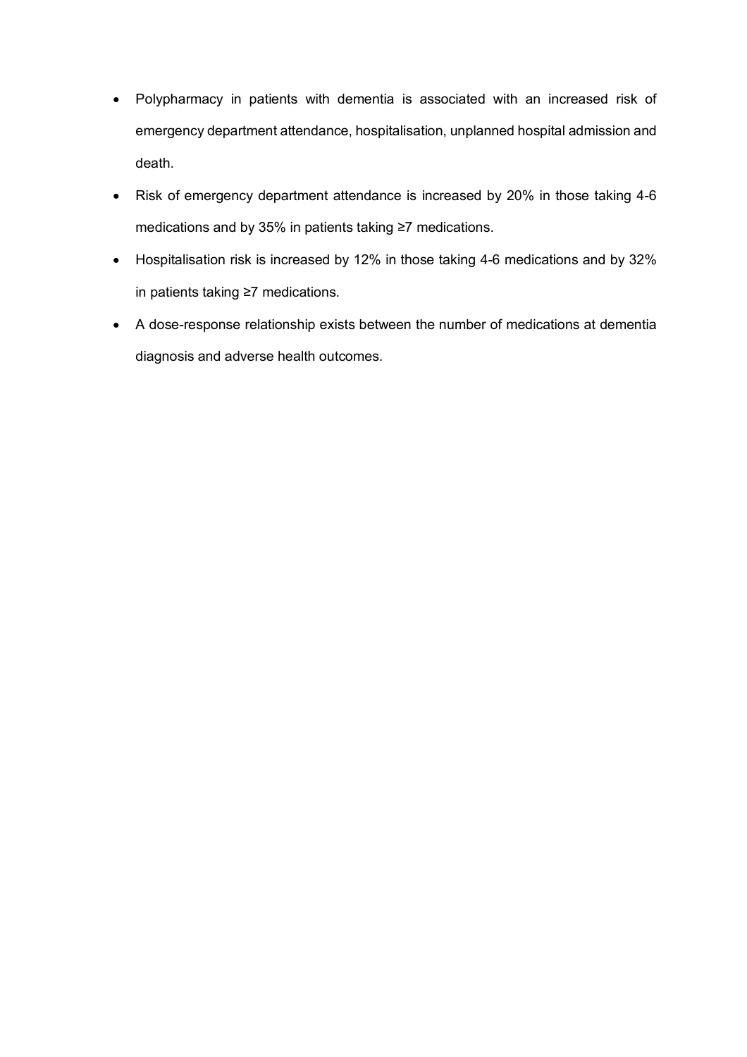- Polypharmacy in patients with dementia is associated with an increased risk of emergency department attendance, hospitalisation, unplanned hospital admission and death.
- Risk of emergency department attendance is increased by 20% in those taking 4-6 medications and by 35% in patients taking ≥7 medications.
- Hospitalisation risk is increased by 12% in those taking 4-6 medications and by 32% in patients taking ≥7 medications.
- A dose-response relationship exists between the number of medications at dementia diagnosis and adverse health outcomes.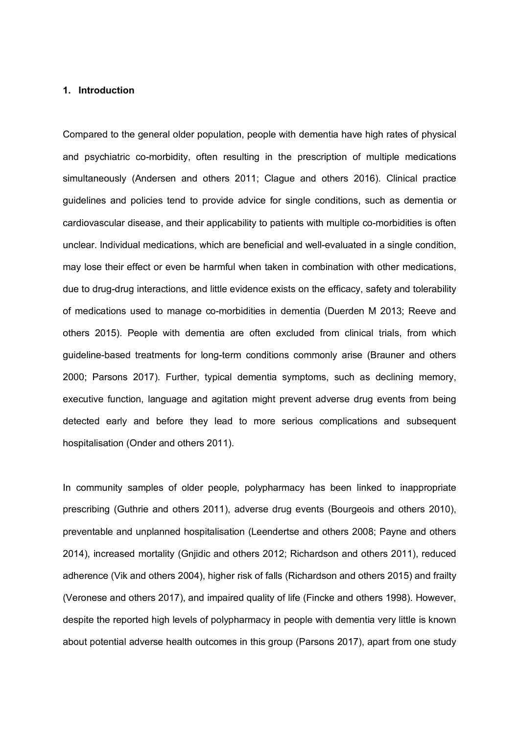## 1. Introduction

Compared to the general older population, people with dementia have high rates of physical and psychiatric co-morbidity, often resulting in the prescription of multiple medications simultaneously (Andersen and others 2011; Clague and others 2016). Clinical practice guidelines and policies tend to provide advice for single conditions, such as dementia or cardiovascular disease, and their applicability to patients with multiple co-morbidities is often unclear. Individual medications, which are beneficial and well-evaluated in a single condition, may lose their effect or even be harmful when taken in combination with other medications, due to drug-drug interactions, and little evidence exists on the efficacy, safety and tolerability of medications used to manage co-morbidities in dementia (Duerden M 2013; Reeve and others 2015). People with dementia are often excluded from clinical trials, from which guideline-based treatments for long-term conditions commonly arise (Brauner and others 2000; Parsons 2017). Further, typical dementia symptoms, such as declining memory, executive function, language and agitation might prevent adverse drug events from being detected early and before they lead to more serious complications and subsequent hospitalisation (Onder and others 2011).

In community samples of older people, polypharmacy has been linked to inappropriate prescribing (Guthrie and others 2011), adverse drug events (Bourgeois and others 2010), preventable and unplanned hospitalisation (Leendertse and others 2008; Payne and others 2014), increased mortality (Gnjidic and others 2012; Richardson and others 2011), reduced adherence (Vik and others 2004), higher risk of falls (Richardson and others 2015) and frailty (Veronese and others 2017), and impaired quality of life (Fincke and others 1998). However, despite the reported high levels of polypharmacy in people with dementia very little is known about potential adverse health outcomes in this group (Parsons 2017), apart from one study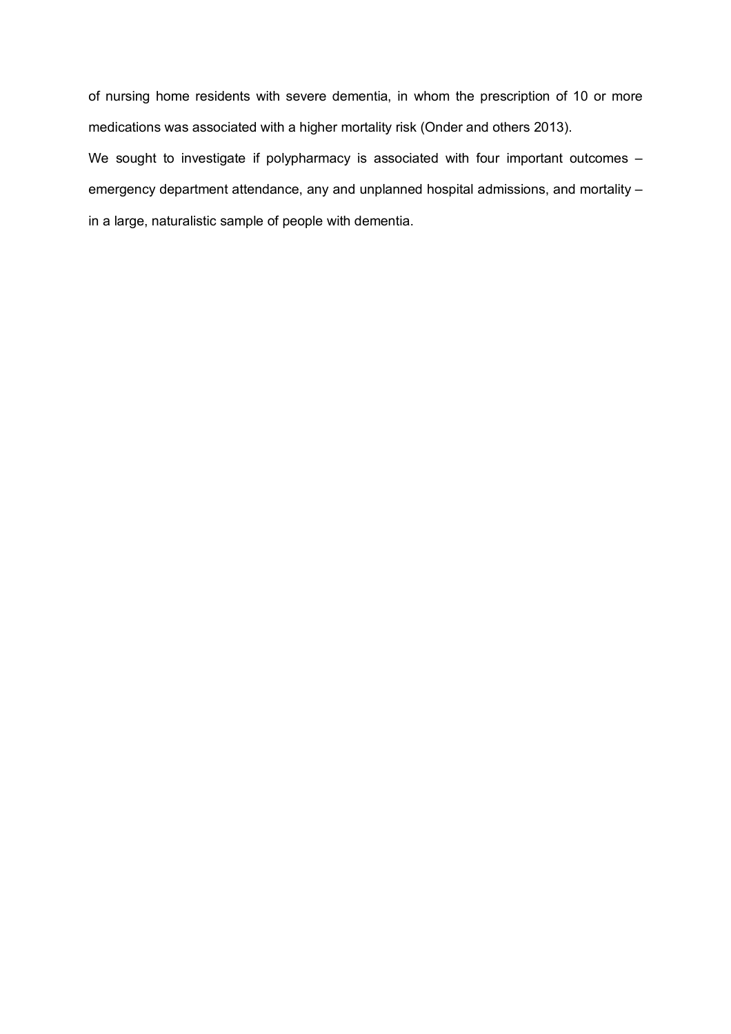of nursing home residents with severe dementia, in whom the prescription of 10 or more medications was associated with a higher mortality risk (Onder and others 2013).

We sought to investigate if polypharmacy is associated with four important outcomes – emergency department attendance, any and unplanned hospital admissions, and mortality – in a large, naturalistic sample of people with dementia.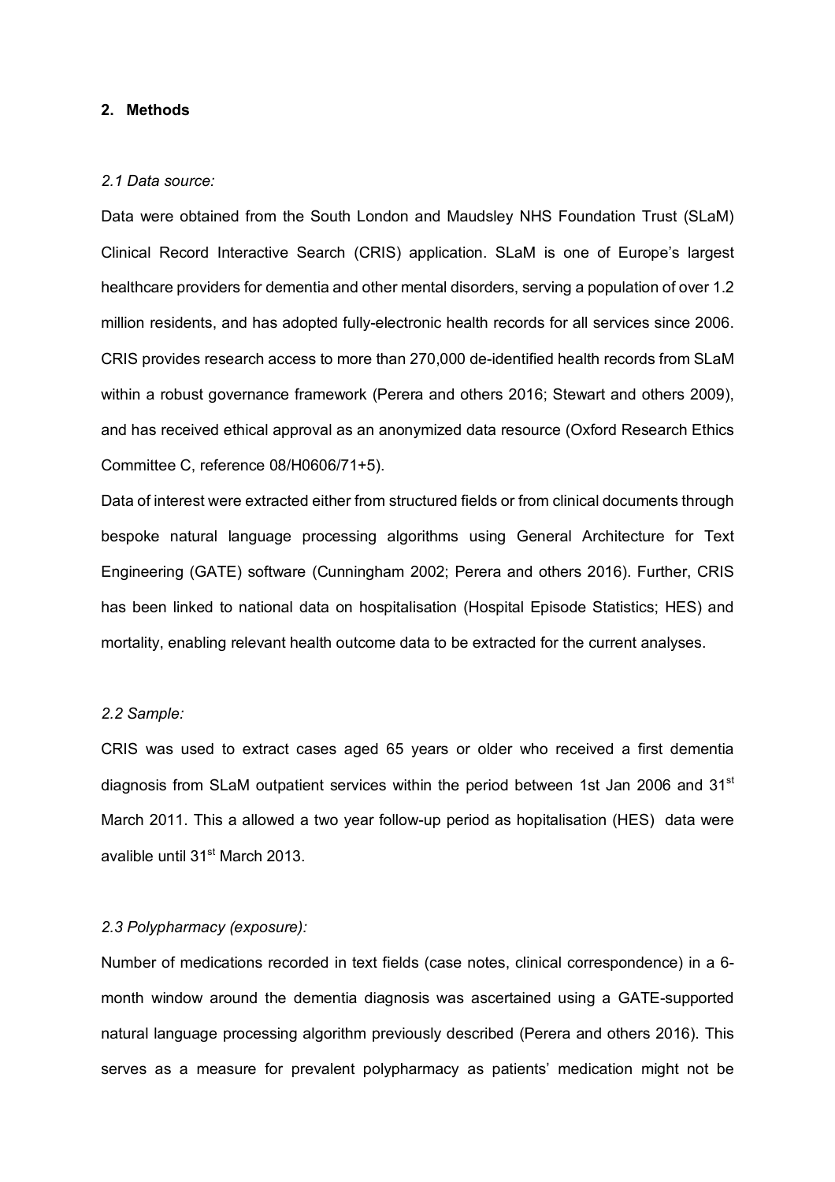## 2. Methods

### *2.1 Data source:*

Data were obtained from the South London and Maudsley NHS Foundation Trust (SLaM) Clinical Record Interactive Search (CRIS) application. SLaM is one of Europe's largest healthcare providers for dementia and other mental disorders, serving a population of over 1.2 million residents, and has adopted fully-electronic health records for all services since 2006. CRIS provides research access to more than 270,000 de-identified health records from SLaM within a robust governance framework (Perera and others 2016; Stewart and others 2009), and has received ethical approval as an anonymized data resource (Oxford Research Ethics Committee C, reference 08/H0606/71+5).

Data of interest were extracted either from structured fields or from clinical documents through bespoke natural language processing algorithms using General Architecture for Text Engineering (GATE) software (Cunningham 2002; Perera and others 2016). Further, CRIS has been linked to national data on hospitalisation (Hospital Episode Statistics; HES) and mortality, enabling relevant health outcome data to be extracted for the current analyses.

### *2.2 Sample:*

CRIS was used to extract cases aged 65 years or older who received a first dementia diagnosis from SLaM outpatient services within the period between 1st Jan 2006 and 31st March 2011. This a allowed a two year follow-up period as hopitalisation (HES) data were avalible until 31st March 2013.

### *2.3 Polypharmacy (exposure):*

Number of medications recorded in text fields (case notes, clinical correspondence) in a 6-month window around the dementia diagnosis was ascertained using a GATE-supported natural language processing algorithm previously described (Perera and others 2016). This serves as a measure for prevalent polypharmacy as patients' medication might not be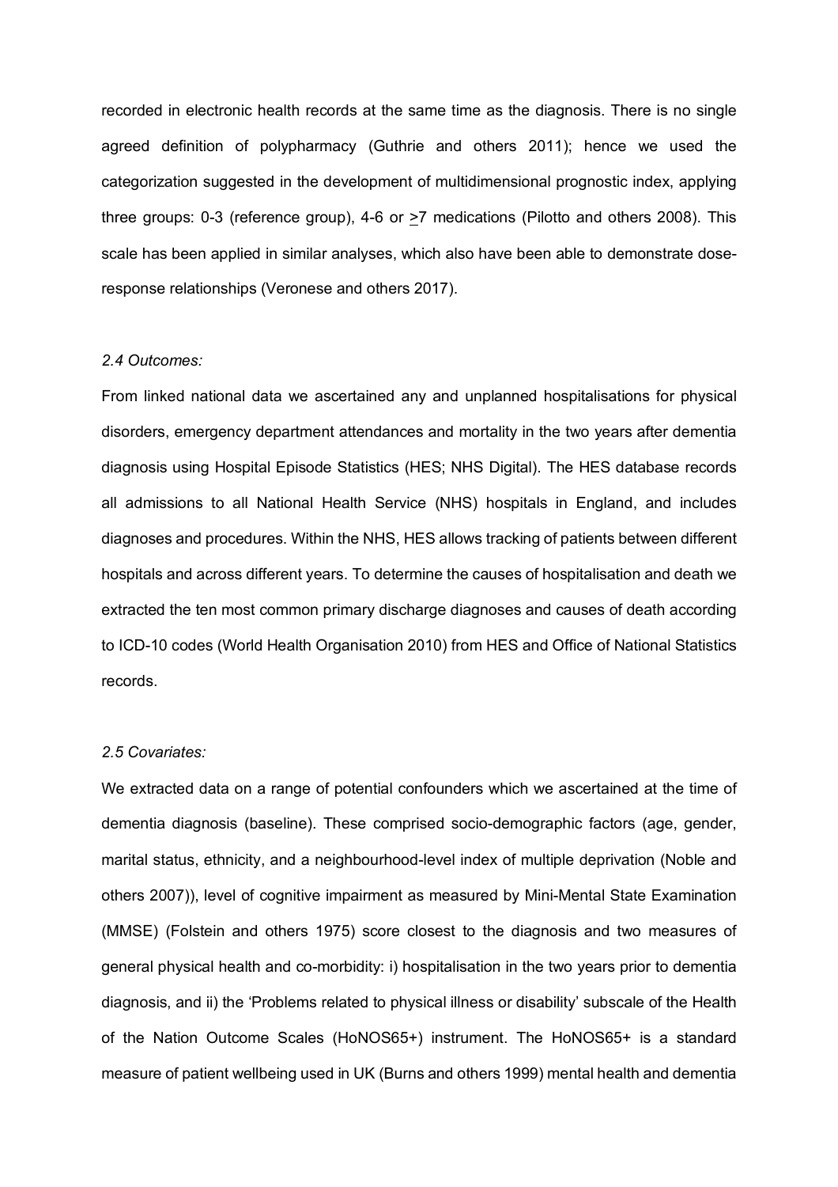recorded in electronic health records at the same time as the diagnosis. There is no single agreed definition of polypharmacy (Guthrie and others 2011); hence we used the categorization suggested in the development of multidimensional prognostic index, applying three groups: 0-3 (reference group), 4-6 or ≥7 medications (Pilotto and others 2008). This scale has been applied in similar analyses, which also have been able to demonstrate dose-response relationships (Veronese and others 2017).

*2.4 Outcomes:*

From linked national data we ascertained any and unplanned hospitalisations for physical disorders, emergency department attendances and mortality in the two years after dementia diagnosis using Hospital Episode Statistics (HES; NHS Digital). The HES database records all admissions to all National Health Service (NHS) hospitals in England, and includes diagnoses and procedures. Within the NHS, HES allows tracking of patients between different hospitals and across different years. To determine the causes of hospitalisation and death we extracted the ten most common primary discharge diagnoses and causes of death according to ICD-10 codes (World Health Organisation 2010) from HES and Office of National Statistics records.

*2.5 Covariates:*

We extracted data on a range of potential confounders which we ascertained at the time of dementia diagnosis (baseline). These comprised socio-demographic factors (age, gender, marital status, ethnicity, and a neighbourhood-level index of multiple deprivation (Noble and others 2007)), level of cognitive impairment as measured by Mini-Mental State Examination (MMSE) (Folstein and others 1975) score closest to the diagnosis and two measures of general physical health and co-morbidity: i) hospitalisation in the two years prior to dementia diagnosis, and ii) the 'Problems related to physical illness or disability' subscale of the Health of the Nation Outcome Scales (HoNOS65+) instrument. The HoNOS65+ is a standard measure of patient wellbeing used in UK (Burns and others 1999) mental health and dementia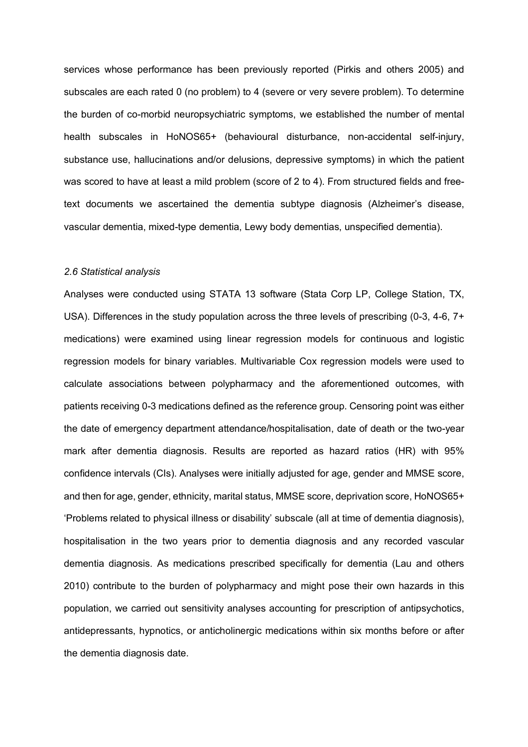services whose performance has been previously reported (Pirkis and others 2005) and subscales are each rated 0 (no problem) to 4 (severe or very severe problem). To determine the burden of co-morbid neuropsychiatric symptoms, we established the number of mental health subscales in HoNOS65+ (behavioural disturbance, non-accidental self-injury, substance use, hallucinations and/or delusions, depressive symptoms) in which the patient was scored to have at least a mild problem (score of 2 to 4). From structured fields and free-text documents we ascertained the dementia subtype diagnosis (Alzheimer's disease, vascular dementia, mixed-type dementia, Lewy body dementias, unspecified dementia).

### *2.6 Statistical analysis*

Analyses were conducted using STATA 13 software (Stata Corp LP, College Station, TX, USA). Differences in the study population across the three levels of prescribing (0-3, 4-6, 7+ medications) were examined using linear regression models for continuous and logistic regression models for binary variables. Multivariable Cox regression models were used to calculate associations between polypharmacy and the aforementioned outcomes, with patients receiving 0-3 medications defined as the reference group. Censoring point was either the date of emergency department attendance/hospitalisation, date of death or the two-year mark after dementia diagnosis. Results are reported as hazard ratios (HR) with 95% confidence intervals (CIs). Analyses were initially adjusted for age, gender and MMSE score, and then for age, gender, ethnicity, marital status, MMSE score, deprivation score, HoNOS65+ 'Problems related to physical illness or disability' subscale (all at time of dementia diagnosis), hospitalisation in the two years prior to dementia diagnosis and any recorded vascular dementia diagnosis. As medications prescribed specifically for dementia (Lau and others 2010) contribute to the burden of polypharmacy and might pose their own hazards in this population, we carried out sensitivity analyses accounting for prescription of antipsychotics, antidepressants, hypnotics, or anticholinergic medications within six months before or after the dementia diagnosis date.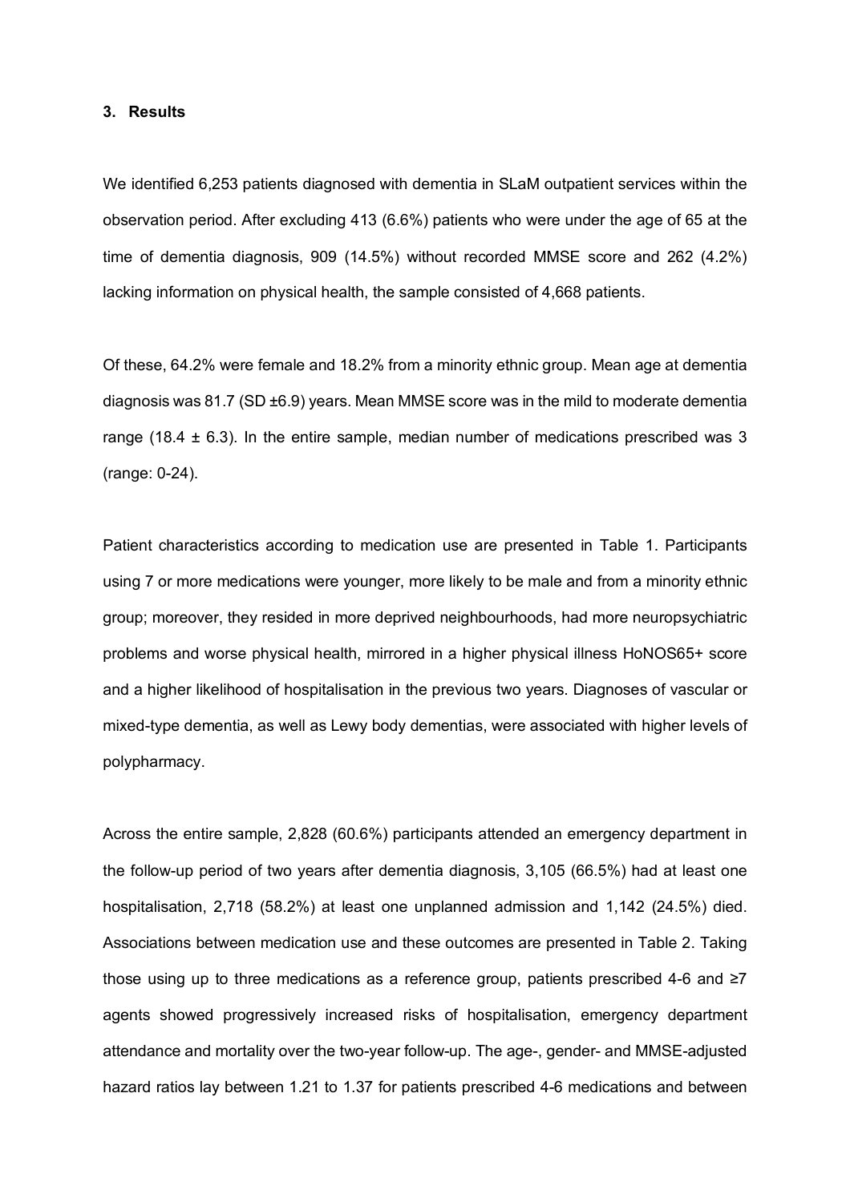## 3. Results

We identified 6,253 patients diagnosed with dementia in SLaM outpatient services within the observation period. After excluding 413 (6.6%) patients who were under the age of 65 at the time of dementia diagnosis, 909 (14.5%) without recorded MMSE score and 262 (4.2%) lacking information on physical health, the sample consisted of 4,668 patients.

Of these, 64.2% were female and 18.2% from a minority ethnic group. Mean age at dementia diagnosis was 81.7 (SD ±6.9) years. Mean MMSE score was in the mild to moderate dementia range (18.4 ± 6.3). In the entire sample, median number of medications prescribed was 3 (range: 0-24).

Patient characteristics according to medication use are presented in Table 1. Participants using 7 or more medications were younger, more likely to be male and from a minority ethnic group; moreover, they resided in more deprived neighbourhoods, had more neuropsychiatric problems and worse physical health, mirrored in a higher physical illness HoNOS65+ score and a higher likelihood of hospitalisation in the previous two years. Diagnoses of vascular or mixed-type dementia, as well as Lewy body dementias, were associated with higher levels of polypharmacy.

Across the entire sample, 2,828 (60.6%) participants attended an emergency department in the follow-up period of two years after dementia diagnosis, 3,105 (66.5%) had at least one hospitalisation, 2,718 (58.2%) at least one unplanned admission and 1,142 (24.5%) died. Associations between medication use and these outcomes are presented in Table 2. Taking those using up to three medications as a reference group, patients prescribed 4-6 and ≥7 agents showed progressively increased risks of hospitalisation, emergency department attendance and mortality over the two-year follow-up. The age-, gender- and MMSE-adjusted hazard ratios lay between 1.21 to 1.37 for patients prescribed 4-6 medications and between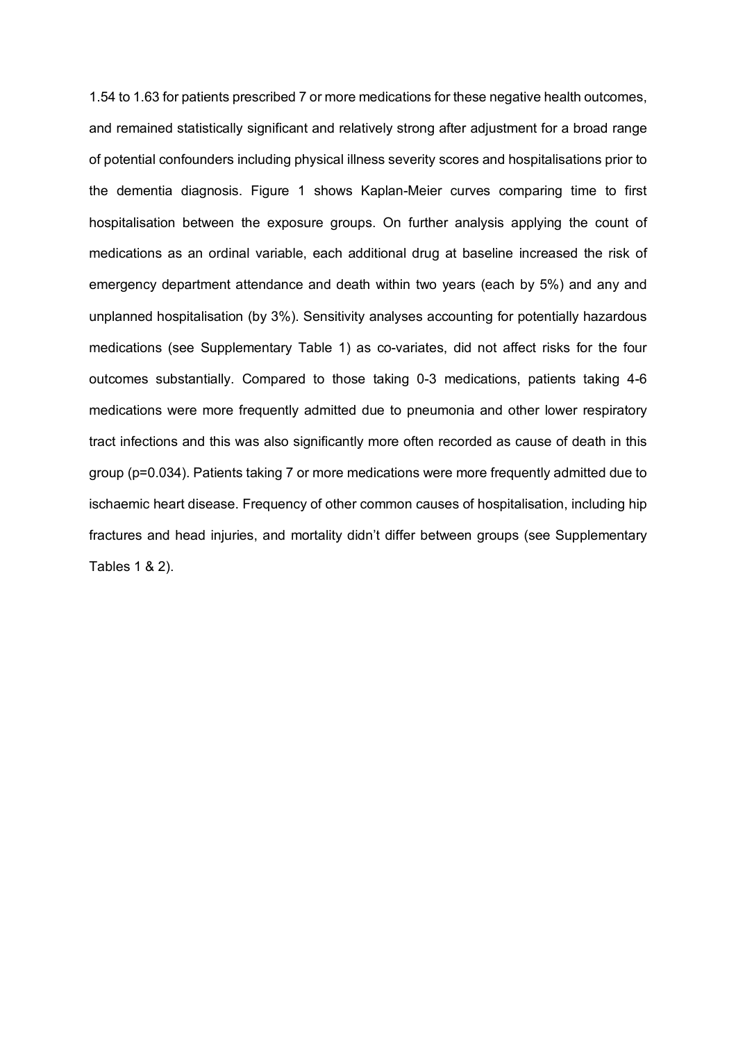1.54 to 1.63 for patients prescribed 7 or more medications for these negative health outcomes, and remained statistically significant and relatively strong after adjustment for a broad range of potential confounders including physical illness severity scores and hospitalisations prior to the dementia diagnosis. Figure 1 shows Kaplan-Meier curves comparing time to first hospitalisation between the exposure groups. On further analysis applying the count of medications as an ordinal variable, each additional drug at baseline increased the risk of emergency department attendance and death within two years (each by 5%) and any and unplanned hospitalisation (by 3%). Sensitivity analyses accounting for potentially hazardous medications (see Supplementary Table 1) as co-variates, did not affect risks for the four outcomes substantially. Compared to those taking 0-3 medications, patients taking 4-6 medications were more frequently admitted due to pneumonia and other lower respiratory tract infections and this was also significantly more often recorded as cause of death in this group ($p=0.034$). Patients taking 7 or more medications were more frequently admitted due to ischaemic heart disease. Frequency of other common causes of hospitalisation, including hip fractures and head injuries, and mortality didn't differ between groups (see Supplementary Tables 1 & 2).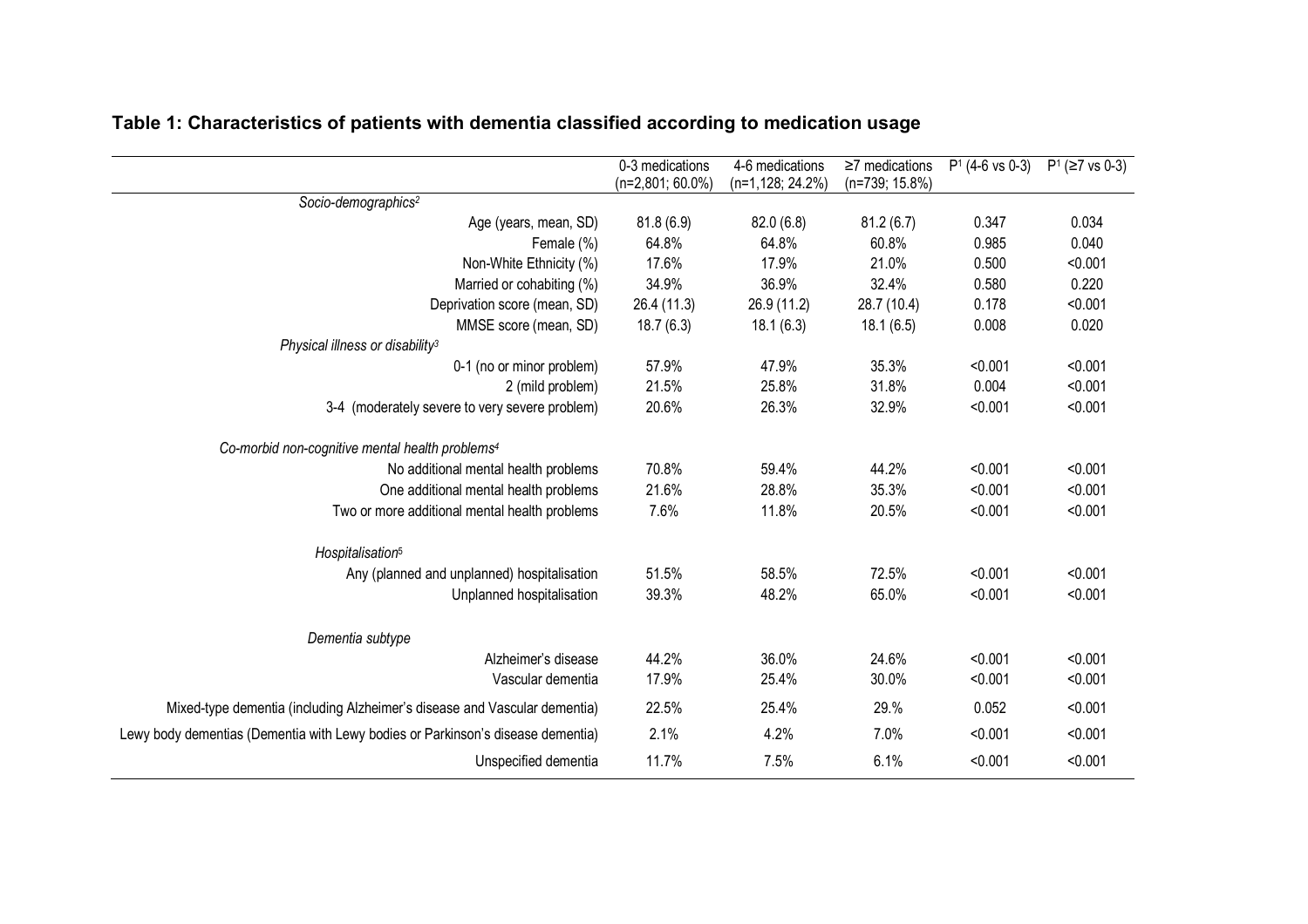**Table 1: Characteristics of patients with dementia classified according to medication usage**

| | 0-3 medications (n=2,801; 60.0%) | 4-6 medications (n=1,128; 24.2%) | ≥7 medications (n=739; 15.8%) | P[1] (4-6 vs 0-3) | P[1] (≥7 vs 0-3) |
|---|---|---|---|---|---|
| *Socio-demographics[2]* | | | | | |
| Age (years, mean, SD) | 81.8 (6.9) | 82.0 (6.8) | 81.2 (6.7) | 0.347 | 0.034 |
| Female (%) | 64.8% | 64.8% | 60.8% | 0.985 | 0.040 |
| Non-White Ethnicity (%) | 17.6% | 17.9% | 21.0% | 0.500 | <0.001 |
| Married or cohabiting (%) | 34.9% | 36.9% | 32.4% | 0.580 | 0.220 |
| Deprivation score (mean, SD) | 26.4 (11.3) | 26.9 (11.2) | 28.7 (10.4) | 0.178 | <0.001 |
| MMSE score (mean, SD) | 18.7 (6.3) | 18.1 (6.3) | 18.1 (6.5) | 0.008 | 0.020 |
| *Physical illness or disability[3]* | | | | | |
| 0-1 (no or minor problem) | 57.9% | 47.9% | 35.3% | <0.001 | <0.001 |
| 2 (mild problem) | 21.5% | 25.8% | 31.8% | 0.004 | <0.001 |
| 3-4 (moderately severe to very severe problem) | 20.6% | 26.3% | 32.9% | <0.001 | <0.001 |
| *Co-morbid non-cognitive mental health problems[4]* | | | | | |
| No additional mental health problems | 70.8% | 59.4% | 44.2% | <0.001 | <0.001 |
| One additional mental health problems | 21.6% | 28.8% | 35.3% | <0.001 | <0.001 |
| Two or more additional mental health problems | 7.6% | 11.8% | 20.5% | <0.001 | <0.001 |
| *Hospitalisation[5]* | | | | | |
| Any (planned and unplanned) hospitalisation | 51.5% | 58.5% | 72.5% | <0.001 | <0.001 |
| Unplanned hospitalisation | 39.3% | 48.2% | 65.0% | <0.001 | <0.001 |
| *Dementia subtype* | | | | | |
| Alzheimer's disease | 44.2% | 36.0% | 24.6% | <0.001 | <0.001 |
| Vascular dementia | 17.9% | 25.4% | 30.0% | <0.001 | <0.001 |
| Mixed-type dementia (including Alzheimer's disease and Vascular dementia) | 22.5% | 25.4% | 29.% | 0.052 | <0.001 |
| Lewy body dementias (Dementia with Lewy bodies or Parkinson's disease dementia) | 2.1% | 4.2% | 7.0% | <0.001 | <0.001 |
| Unspecified dementia | 11.7% | 7.5% | 6.1% | <0.001 | <0.001 |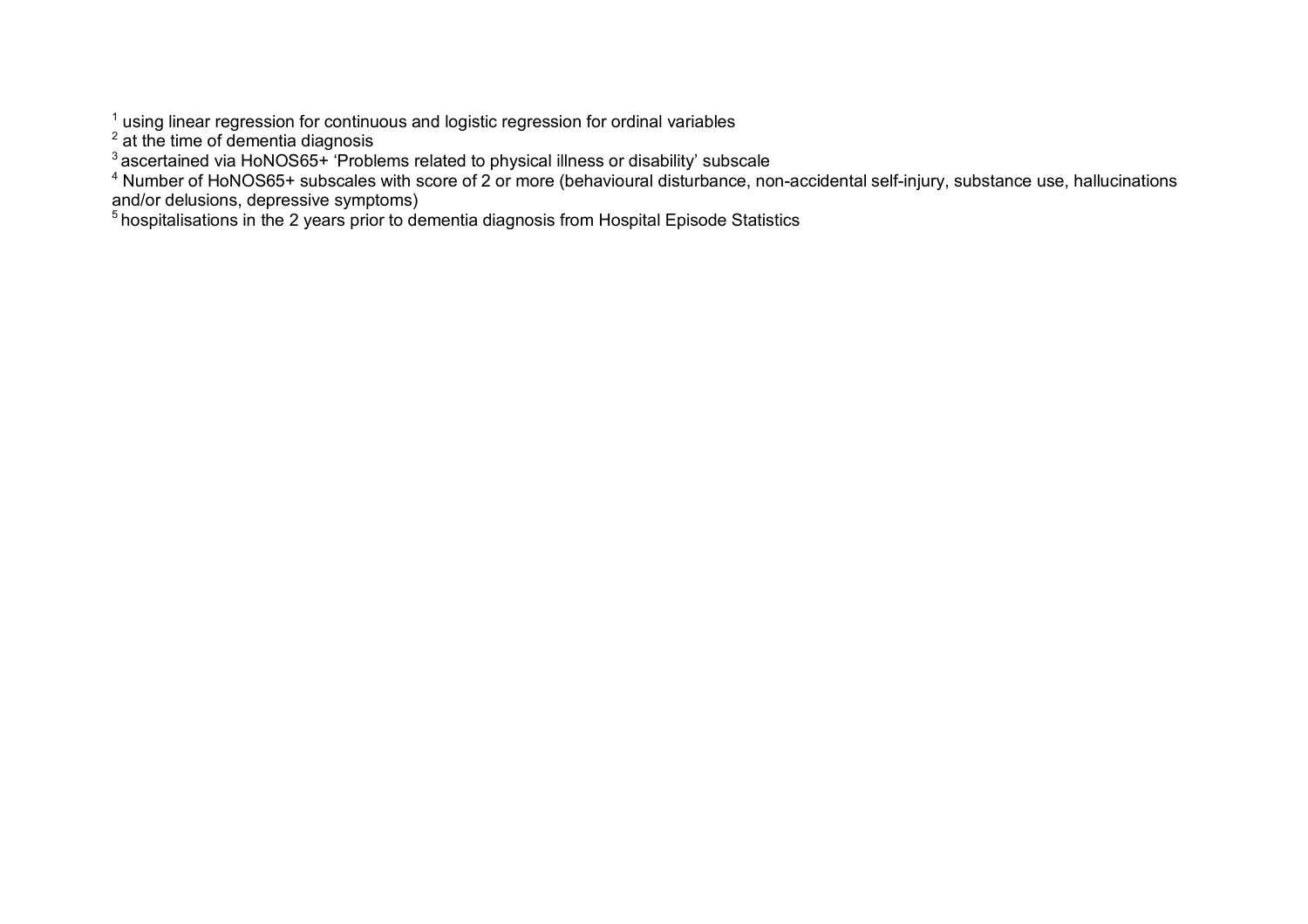[1] using linear regression for continuous and logistic regression for ordinal variables
[2] at the time of dementia diagnosis
[3] ascertained via HoNOS65+ 'Problems related to physical illness or disability' subscale
[4] Number of HoNOS65+ subscales with score of 2 or more (behavioural disturbance, non-accidental self-injury, substance use, hallucinations and/or delusions, depressive symptoms)
[5] hospitalisations in the 2 years prior to dementia diagnosis from Hospital Episode Statistics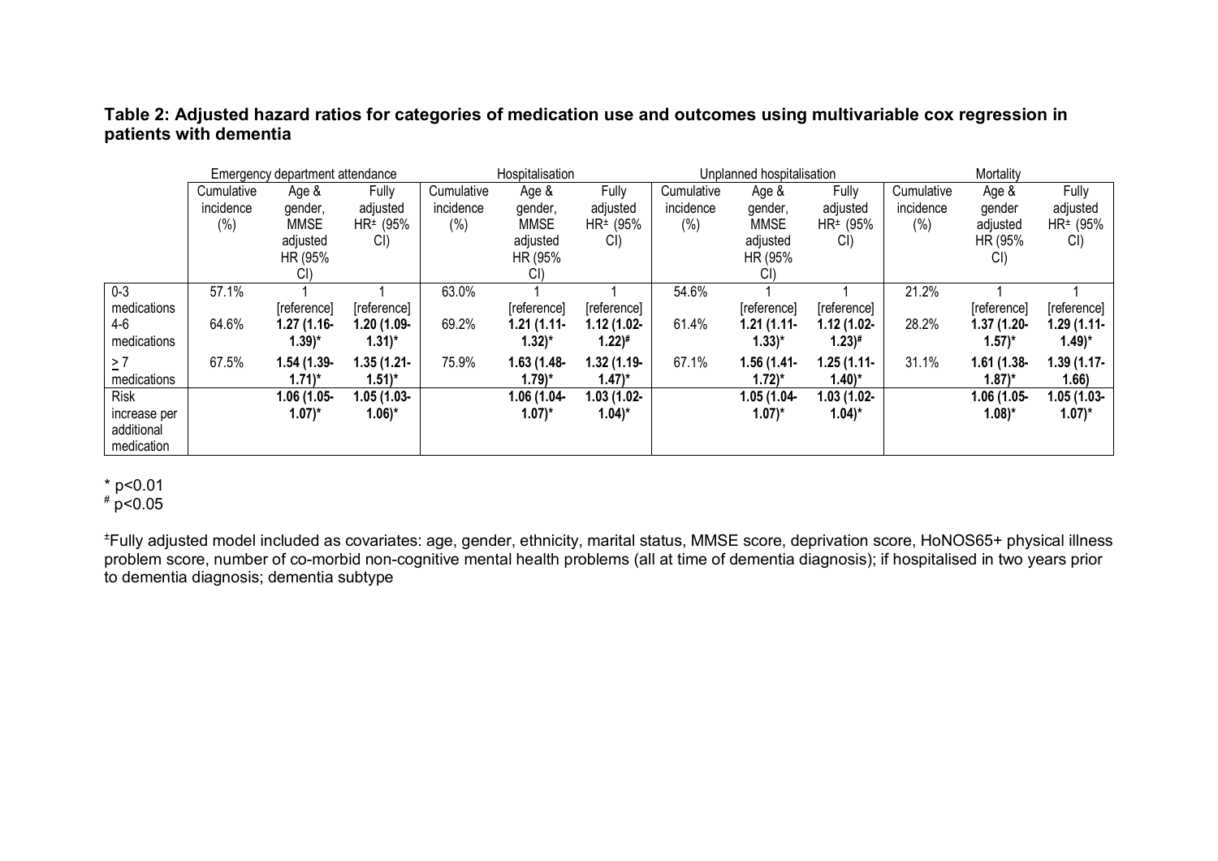**Table 2: Adjusted hazard ratios for categories of medication use and outcomes using multivariable cox regression in patients with dementia**

| | Emergency department attendance | | | Hospitalisation | | | Unplanned hospitalisation | | | Mortality | | |
|---|---|---|---|---|---|---|---|---|---|---|---|---|
| | Cumulative incidence (%) | Age & gender, MMSE adjusted HR (95% CI) | Fully adjusted HR± (95% CI) | Cumulative incidence (%) | Age & gender, MMSE adjusted HR (95% CI) | Fully adjusted HR± (95% CI) | Cumulative incidence (%) | Age & gender, MMSE adjusted HR (95% CI) | Fully adjusted HR± (95% CI) | Cumulative incidence (%) | Age & gender adjusted HR (95% CI) | Fully adjusted HR± (95% CI) |
| 0-3 medications | 57.1% | 1 [reference] | 1 [reference] | 63.0% | 1 [reference] | 1 [reference] | 54.6% | 1 [reference] | 1 [reference] | 21.2% | 1 [reference] | 1 [reference] |
| 4-6 medications | 64.6% | **1.27 (1.16-1.39)*** | **1.20 (1.09-1.31)*** | 69.2% | **1.21 (1.11-1.32)*** | **1.12 (1.02-1.22)#** | 61.4% | **1.21 (1.11-1.33)*** | **1.12 (1.02-1.23)#** | 28.2% | **1.37 (1.20-1.57)*** | **1.29 (1.11-1.49)*** |
| ≥ 7 medications | 67.5% | **1.54 (1.39-1.71)*** | **1.35 (1.21-1.51)*** | 75.9% | **1.63 (1.48-1.79)*** | **1.32 (1.19-1.47)*** | 67.1% | **1.56 (1.41-1.72)*** | **1.25 (1.11-1.40)*** | 31.1% | **1.61 (1.38-1.87)*** | **1.39 (1.17-1.66)** |
| Risk increase per additional medication | | **1.06 (1.05-1.07)*** | **1.05 (1.03-1.06)*** | | **1.06 (1.04-1.07)*** | **1.03 (1.02-1.04)*** | | **1.05 (1.04-1.07)*** | **1.03 (1.02-1.04)*** | | **1.06 (1.05-1.08)*** | **1.05 (1.03-1.07)*** |

* $p<0.01$

# $p<0.05$

±Fully adjusted model included as covariates: age, gender, ethnicity, marital status, MMSE score, deprivation score, HoNOS65+ physical illness problem score, number of co-morbid non-cognitive mental health problems (all at time of dementia diagnosis); if hospitalised in two years prior to dementia diagnosis; dementia subtype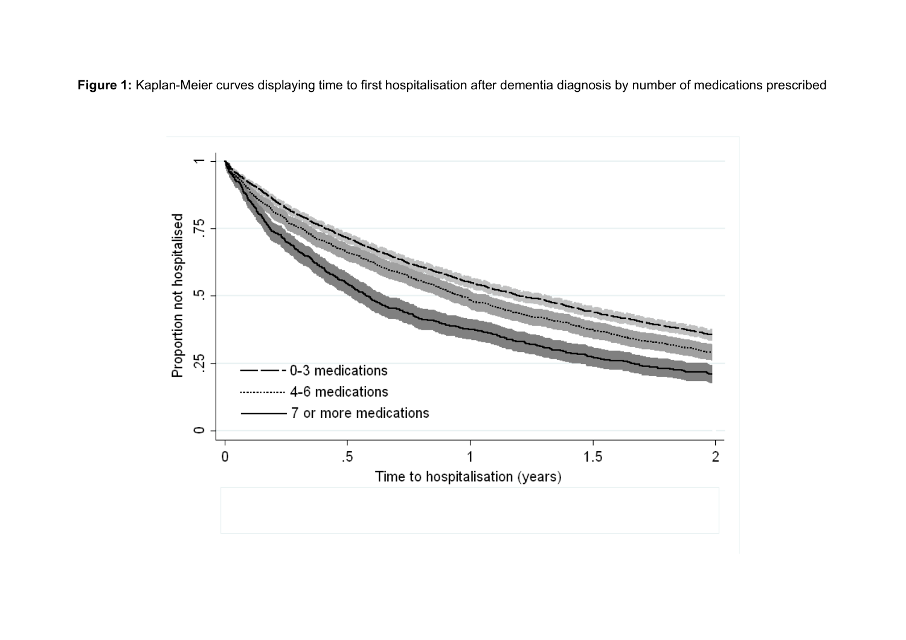**Figure 1:** Kaplan-Meier curves displaying time to first hospitalisation after dementia diagnosis by number of medications prescribed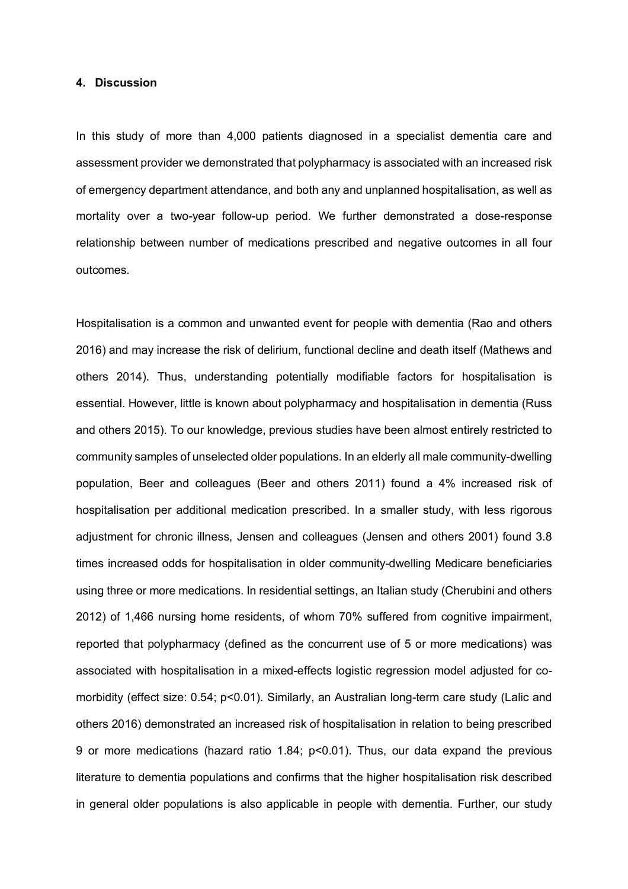## 4. Discussion

In this study of more than 4,000 patients diagnosed in a specialist dementia care and assessment provider we demonstrated that polypharmacy is associated with an increased risk of emergency department attendance, and both any and unplanned hospitalisation, as well as mortality over a two-year follow-up period. We further demonstrated a dose-response relationship between number of medications prescribed and negative outcomes in all four outcomes.

Hospitalisation is a common and unwanted event for people with dementia (Rao and others 2016) and may increase the risk of delirium, functional decline and death itself (Mathews and others 2014). Thus, understanding potentially modifiable factors for hospitalisation is essential. However, little is known about polypharmacy and hospitalisation in dementia (Russ and others 2015). To our knowledge, previous studies have been almost entirely restricted to community samples of unselected older populations. In an elderly all male community-dwelling population, Beer and colleagues (Beer and others 2011) found a 4% increased risk of hospitalisation per additional medication prescribed. In a smaller study, with less rigorous adjustment for chronic illness, Jensen and colleagues (Jensen and others 2001) found 3.8 times increased odds for hospitalisation in older community-dwelling Medicare beneficiaries using three or more medications. In residential settings, an Italian study (Cherubini and others 2012) of 1,466 nursing home residents, of whom 70% suffered from cognitive impairment, reported that polypharmacy (defined as the concurrent use of 5 or more medications) was associated with hospitalisation in a mixed-effects logistic regression model adjusted for co-morbidity (effect size: 0.54; $p<0.01$). Similarly, an Australian long-term care study (Lalic and others 2016) demonstrated an increased risk of hospitalisation in relation to being prescribed 9 or more medications (hazard ratio 1.84; $p<0.01$). Thus, our data expand the previous literature to dementia populations and confirms that the higher hospitalisation risk described in general older populations is also applicable in people with dementia. Further, our study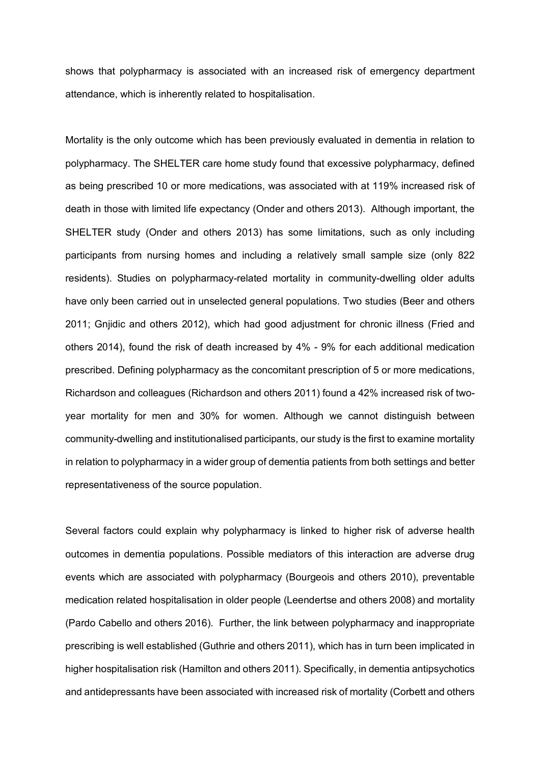shows that polypharmacy is associated with an increased risk of emergency department attendance, which is inherently related to hospitalisation.

Mortality is the only outcome which has been previously evaluated in dementia in relation to polypharmacy. The SHELTER care home study found that excessive polypharmacy, defined as being prescribed 10 or more medications, was associated with at 119% increased risk of death in those with limited life expectancy (Onder and others 2013). Although important, the SHELTER study (Onder and others 2013) has some limitations, such as only including participants from nursing homes and including a relatively small sample size (only 822 residents). Studies on polypharmacy-related mortality in community-dwelling older adults have only been carried out in unselected general populations. Two studies (Beer and others 2011; Gnjidic and others 2012), which had good adjustment for chronic illness (Fried and others 2014), found the risk of death increased by 4% - 9% for each additional medication prescribed. Defining polypharmacy as the concomitant prescription of 5 or more medications, Richardson and colleagues (Richardson and others 2011) found a 42% increased risk of two-year mortality for men and 30% for women. Although we cannot distinguish between community-dwelling and institutionalised participants, our study is the first to examine mortality in relation to polypharmacy in a wider group of dementia patients from both settings and better representativeness of the source population.

Several factors could explain why polypharmacy is linked to higher risk of adverse health outcomes in dementia populations. Possible mediators of this interaction are adverse drug events which are associated with polypharmacy (Bourgeois and others 2010), preventable medication related hospitalisation in older people (Leendertse and others 2008) and mortality (Pardo Cabello and others 2016). Further, the link between polypharmacy and inappropriate prescribing is well established (Guthrie and others 2011), which has in turn been implicated in higher hospitalisation risk (Hamilton and others 2011). Specifically, in dementia antipsychotics and antidepressants have been associated with increased risk of mortality (Corbett and others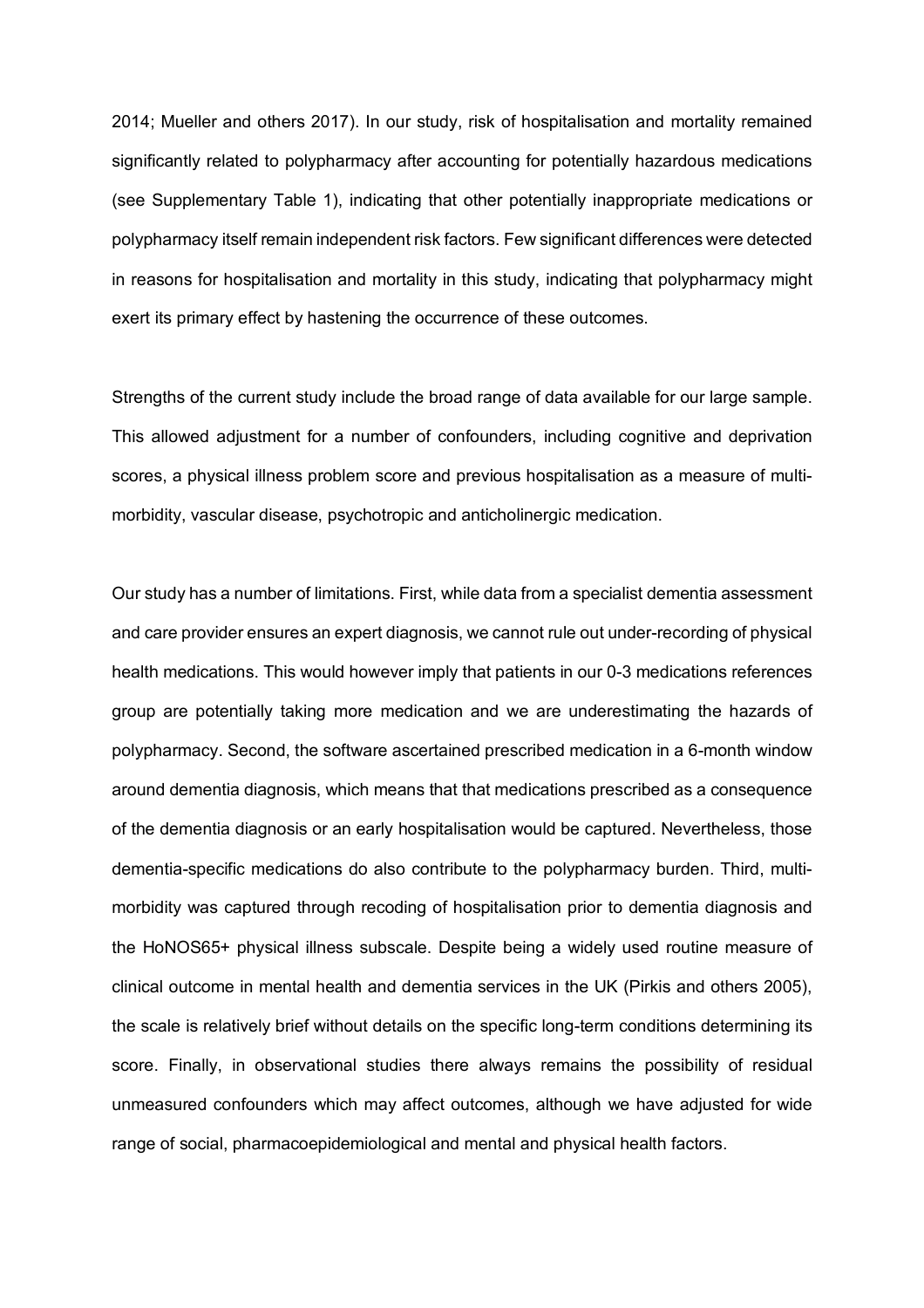2014; Mueller and others 2017). In our study, risk of hospitalisation and mortality remained significantly related to polypharmacy after accounting for potentially hazardous medications (see Supplementary Table 1), indicating that other potentially inappropriate medications or polypharmacy itself remain independent risk factors. Few significant differences were detected in reasons for hospitalisation and mortality in this study, indicating that polypharmacy might exert its primary effect by hastening the occurrence of these outcomes.

Strengths of the current study include the broad range of data available for our large sample. This allowed adjustment for a number of confounders, including cognitive and deprivation scores, a physical illness problem score and previous hospitalisation as a measure of multi-morbidity, vascular disease, psychotropic and anticholinergic medication.

Our study has a number of limitations. First, while data from a specialist dementia assessment and care provider ensures an expert diagnosis, we cannot rule out under-recording of physical health medications. This would however imply that patients in our 0-3 medications references group are potentially taking more medication and we are underestimating the hazards of polypharmacy. Second, the software ascertained prescribed medication in a 6-month window around dementia diagnosis, which means that that medications prescribed as a consequence of the dementia diagnosis or an early hospitalisation would be captured. Nevertheless, those dementia-specific medications do also contribute to the polypharmacy burden. Third, multi-morbidity was captured through recoding of hospitalisation prior to dementia diagnosis and the HoNOS65+ physical illness subscale. Despite being a widely used routine measure of clinical outcome in mental health and dementia services in the UK (Pirkis and others 2005), the scale is relatively brief without details on the specific long-term conditions determining its score. Finally, in observational studies there always remains the possibility of residual unmeasured confounders which may affect outcomes, although we have adjusted for wide range of social, pharmacoepidemiological and mental and physical health factors.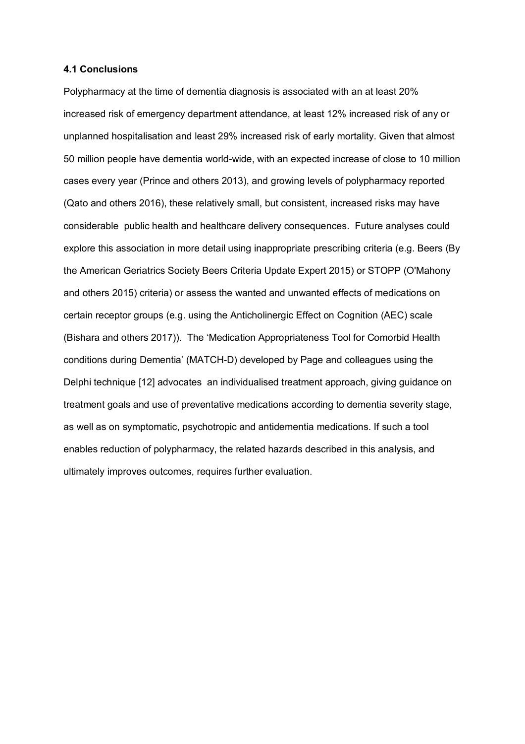### 4.1 Conclusions

Polypharmacy at the time of dementia diagnosis is associated with an at least 20% increased risk of emergency department attendance, at least 12% increased risk of any or unplanned hospitalisation and least 29% increased risk of early mortality. Given that almost 50 million people have dementia world-wide, with an expected increase of close to 10 million cases every year (Prince and others 2013), and growing levels of polypharmacy reported (Qato and others 2016), these relatively small, but consistent, increased risks may have considerable public health and healthcare delivery consequences. Future analyses could explore this association in more detail using inappropriate prescribing criteria (e.g. Beers (By the American Geriatrics Society Beers Criteria Update Expert 2015) or STOPP (O'Mahony and others 2015) criteria) or assess the wanted and unwanted effects of medications on certain receptor groups (e.g. using the Anticholinergic Effect on Cognition (AEC) scale (Bishara and others 2017)). The 'Medication Appropriateness Tool for Comorbid Health conditions during Dementia' (MATCH-D) developed by Page and colleagues using the Delphi technique [12] advocates an individualised treatment approach, giving guidance on treatment goals and use of preventative medications according to dementia severity stage, as well as on symptomatic, psychotropic and antidementia medications. If such a tool enables reduction of polypharmacy, the related hazards described in this analysis, and ultimately improves outcomes, requires further evaluation.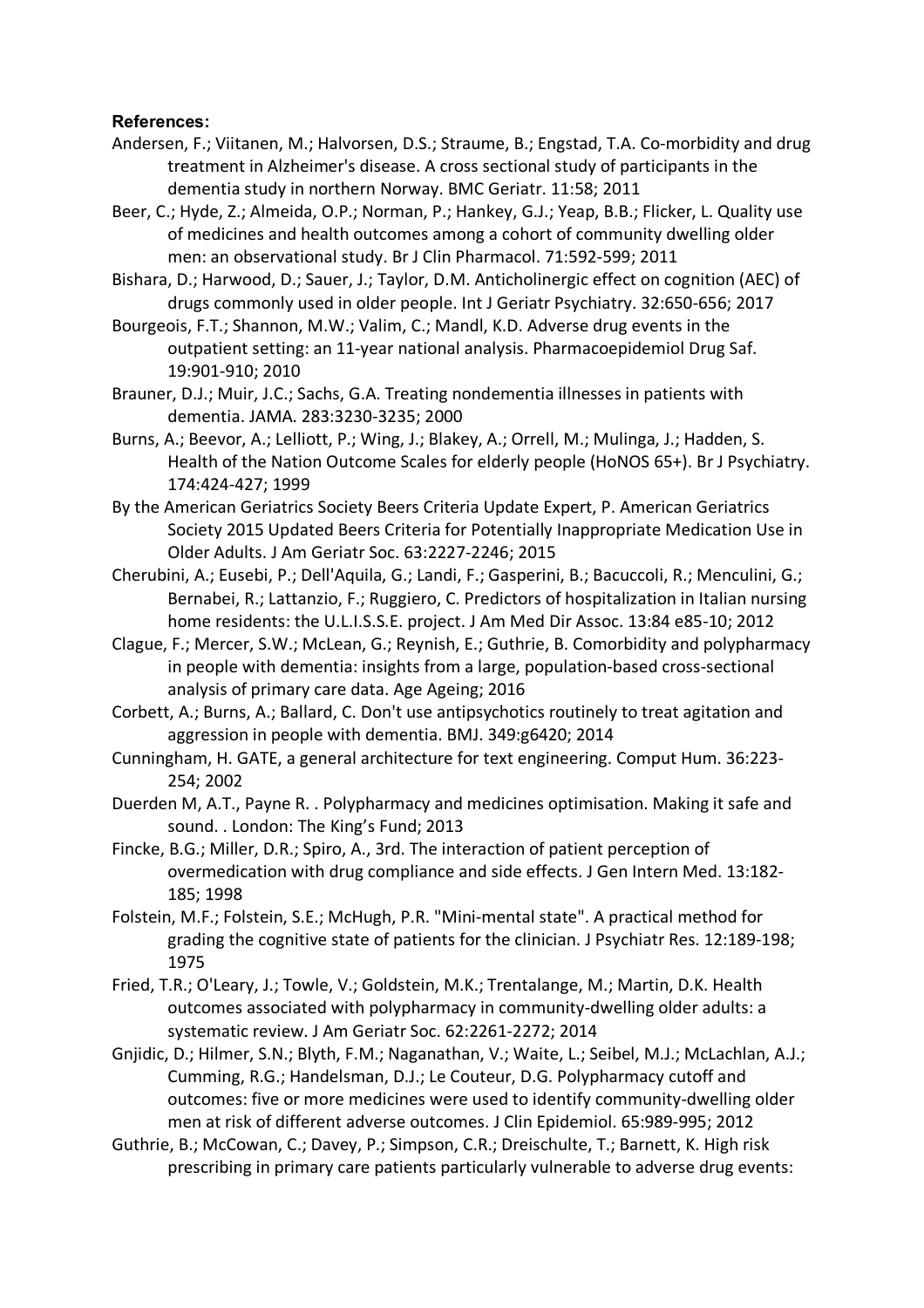**References:**

Andersen, F.; Viitanen, M.; Halvorsen, D.S.; Straume, B.; Engstad, T.A. Co-morbidity and drug treatment in Alzheimer's disease. A cross sectional study of participants in the dementia study in northern Norway. BMC Geriatr. 11:58; 2011

Beer, C.; Hyde, Z.; Almeida, O.P.; Norman, P.; Hankey, G.J.; Yeap, B.B.; Flicker, L. Quality use of medicines and health outcomes among a cohort of community dwelling older men: an observational study. Br J Clin Pharmacol. 71:592-599; 2011

Bishara, D.; Harwood, D.; Sauer, J.; Taylor, D.M. Anticholinergic effect on cognition (AEC) of drugs commonly used in older people. Int J Geriatr Psychiatry. 32:650-656; 2017

Bourgeois, F.T.; Shannon, M.W.; Valim, C.; Mandl, K.D. Adverse drug events in the outpatient setting: an 11-year national analysis. Pharmacoepidemiol Drug Saf. 19:901-910; 2010

Brauner, D.J.; Muir, J.C.; Sachs, G.A. Treating nondementia illnesses in patients with dementia. JAMA. 283:3230-3235; 2000

Burns, A.; Beevor, A.; Lelliott, P.; Wing, J.; Blakey, A.; Orrell, M.; Mulinga, J.; Hadden, S. Health of the Nation Outcome Scales for elderly people (HoNOS 65+). Br J Psychiatry. 174:424-427; 1999

By the American Geriatrics Society Beers Criteria Update Expert, P. American Geriatrics Society 2015 Updated Beers Criteria for Potentially Inappropriate Medication Use in Older Adults. J Am Geriatr Soc. 63:2227-2246; 2015

Cherubini, A.; Eusebi, P.; Dell'Aquila, G.; Landi, F.; Gasperini, B.; Bacuccoli, R.; Menculini, G.; Bernabei, R.; Lattanzio, F.; Ruggiero, C. Predictors of hospitalization in Italian nursing home residents: the U.L.I.S.S.E. project. J Am Med Dir Assoc. 13:84 e85-10; 2012

Clague, F.; Mercer, S.W.; McLean, G.; Reynish, E.; Guthrie, B. Comorbidity and polypharmacy in people with dementia: insights from a large, population-based cross-sectional analysis of primary care data. Age Ageing; 2016

Corbett, A.; Burns, A.; Ballard, C. Don't use antipsychotics routinely to treat agitation and aggression in people with dementia. BMJ. 349:g6420; 2014

Cunningham, H. GATE, a general architecture for text engineering. Comput Hum. 36:223-254; 2002

Duerden M, A.T., Payne R. . Polypharmacy and medicines optimisation. Making it safe and sound. . London: The King's Fund; 2013

Fincke, B.G.; Miller, D.R.; Spiro, A., 3rd. The interaction of patient perception of overmedication with drug compliance and side effects. J Gen Intern Med. 13:182-185; 1998

Folstein, M.F.; Folstein, S.E.; McHugh, P.R. "Mini-mental state". A practical method for grading the cognitive state of patients for the clinician. J Psychiatr Res. 12:189-198; 1975

Fried, T.R.; O'Leary, J.; Towle, V.; Goldstein, M.K.; Trentalange, M.; Martin, D.K. Health outcomes associated with polypharmacy in community-dwelling older adults: a systematic review. J Am Geriatr Soc. 62:2261-2272; 2014

Gnjidic, D.; Hilmer, S.N.; Blyth, F.M.; Naganathan, V.; Waite, L.; Seibel, M.J.; McLachlan, A.J.; Cumming, R.G.; Handelsman, D.J.; Le Couteur, D.G. Polypharmacy cutoff and outcomes: five or more medicines were used to identify community-dwelling older men at risk of different adverse outcomes. J Clin Epidemiol. 65:989-995; 2012

Guthrie, B.; McCowan, C.; Davey, P.; Simpson, C.R.; Dreischulte, T.; Barnett, K. High risk prescribing in primary care patients particularly vulnerable to adverse drug events: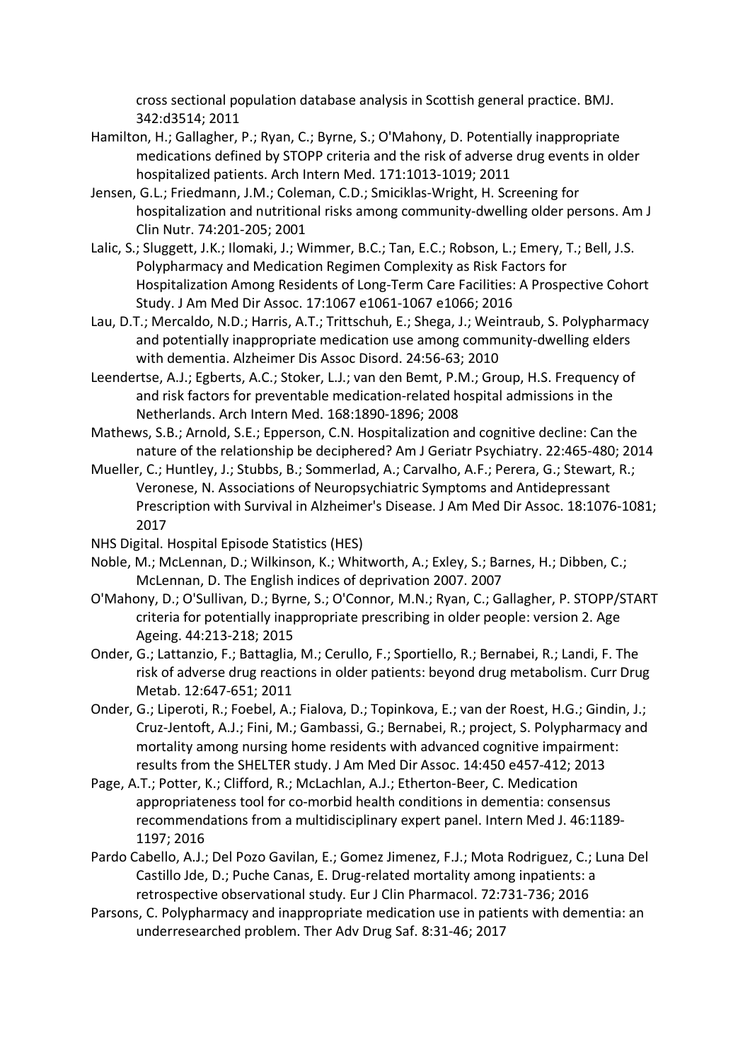cross sectional population database analysis in Scottish general practice. BMJ. 342:d3514; 2011

Hamilton, H.; Gallagher, P.; Ryan, C.; Byrne, S.; O'Mahony, D. Potentially inappropriate medications defined by STOPP criteria and the risk of adverse drug events in older hospitalized patients. Arch Intern Med. 171:1013-1019; 2011

Jensen, G.L.; Friedmann, J.M.; Coleman, C.D.; Smiciklas-Wright, H. Screening for hospitalization and nutritional risks among community-dwelling older persons. Am J Clin Nutr. 74:201-205; 2001

Lalic, S.; Sluggett, J.K.; Ilomaki, J.; Wimmer, B.C.; Tan, E.C.; Robson, L.; Emery, T.; Bell, J.S. Polypharmacy and Medication Regimen Complexity as Risk Factors for Hospitalization Among Residents of Long-Term Care Facilities: A Prospective Cohort Study. J Am Med Dir Assoc. 17:1067 e1061-1067 e1066; 2016

Lau, D.T.; Mercaldo, N.D.; Harris, A.T.; Trittschuh, E.; Shega, J.; Weintraub, S. Polypharmacy and potentially inappropriate medication use among community-dwelling elders with dementia. Alzheimer Dis Assoc Disord. 24:56-63; 2010

Leendertse, A.J.; Egberts, A.C.; Stoker, L.J.; van den Bemt, P.M.; Group, H.S. Frequency of and risk factors for preventable medication-related hospital admissions in the Netherlands. Arch Intern Med. 168:1890-1896; 2008

Mathews, S.B.; Arnold, S.E.; Epperson, C.N. Hospitalization and cognitive decline: Can the nature of the relationship be deciphered? Am J Geriatr Psychiatry. 22:465-480; 2014

Mueller, C.; Huntley, J.; Stubbs, B.; Sommerlad, A.; Carvalho, A.F.; Perera, G.; Stewart, R.; Veronese, N. Associations of Neuropsychiatric Symptoms and Antidepressant Prescription with Survival in Alzheimer's Disease. J Am Med Dir Assoc. 18:1076-1081; 2017

NHS Digital. Hospital Episode Statistics (HES)

Noble, M.; McLennan, D.; Wilkinson, K.; Whitworth, A.; Exley, S.; Barnes, H.; Dibben, C.; McLennan, D. The English indices of deprivation 2007. 2007

O'Mahony, D.; O'Sullivan, D.; Byrne, S.; O'Connor, M.N.; Ryan, C.; Gallagher, P. STOPP/START criteria for potentially inappropriate prescribing in older people: version 2. Age Ageing. 44:213-218; 2015

Onder, G.; Lattanzio, F.; Battaglia, M.; Cerullo, F.; Sportiello, R.; Bernabei, R.; Landi, F. The risk of adverse drug reactions in older patients: beyond drug metabolism. Curr Drug Metab. 12:647-651; 2011

Onder, G.; Liperoti, R.; Foebel, A.; Fialova, D.; Topinkova, E.; van der Roest, H.G.; Gindin, J.; Cruz-Jentoft, A.J.; Fini, M.; Gambassi, G.; Bernabei, R.; project, S. Polypharmacy and mortality among nursing home residents with advanced cognitive impairment: results from the SHELTER study. J Am Med Dir Assoc. 14:450 e457-412; 2013

Page, A.T.; Potter, K.; Clifford, R.; McLachlan, A.J.; Etherton-Beer, C. Medication appropriateness tool for co-morbid health conditions in dementia: consensus recommendations from a multidisciplinary expert panel. Intern Med J. 46:1189-1197; 2016

Pardo Cabello, A.J.; Del Pozo Gavilan, E.; Gomez Jimenez, F.J.; Mota Rodriguez, C.; Luna Del Castillo Jde, D.; Puche Canas, E. Drug-related mortality among inpatients: a retrospective observational study. Eur J Clin Pharmacol. 72:731-736; 2016

Parsons, C. Polypharmacy and inappropriate medication use in patients with dementia: an underresearched problem. Ther Adv Drug Saf. 8:31-46; 2017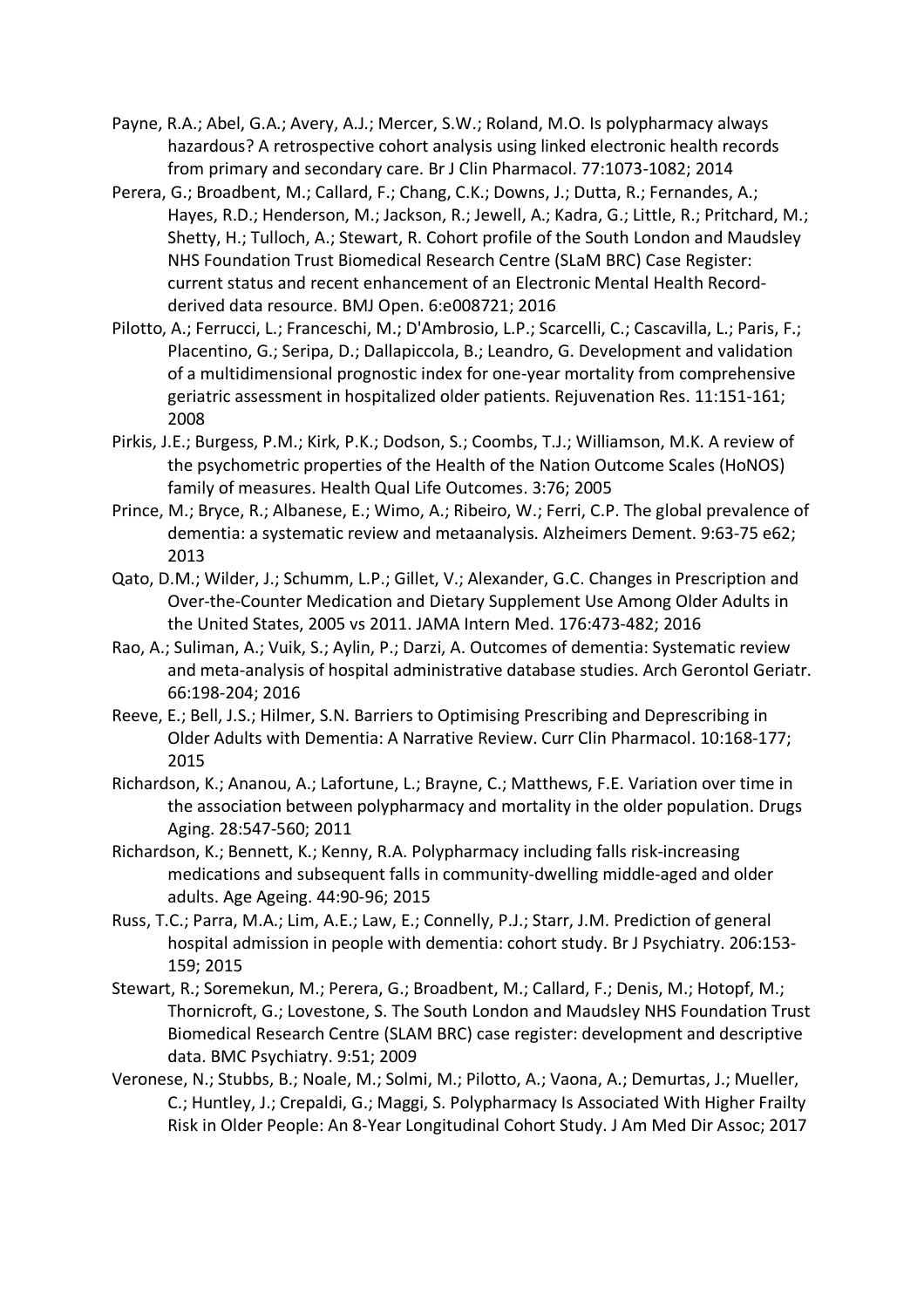Payne, R.A.; Abel, G.A.; Avery, A.J.; Mercer, S.W.; Roland, M.O. Is polypharmacy always hazardous? A retrospective cohort analysis using linked electronic health records from primary and secondary care. Br J Clin Pharmacol. 77:1073-1082; 2014

Perera, G.; Broadbent, M.; Callard, F.; Chang, C.K.; Downs, J.; Dutta, R.; Fernandes, A.; Hayes, R.D.; Henderson, M.; Jackson, R.; Jewell, A.; Kadra, G.; Little, R.; Pritchard, M.; Shetty, H.; Tulloch, A.; Stewart, R. Cohort profile of the South London and Maudsley NHS Foundation Trust Biomedical Research Centre (SLaM BRC) Case Register: current status and recent enhancement of an Electronic Mental Health Record-derived data resource. BMJ Open. 6:e008721; 2016

Pilotto, A.; Ferrucci, L.; Franceschi, M.; D'Ambrosio, L.P.; Scarcelli, C.; Cascavilla, L.; Paris, F.; Placentino, G.; Seripa, D.; Dallapiccola, B.; Leandro, G. Development and validation of a multidimensional prognostic index for one-year mortality from comprehensive geriatric assessment in hospitalized older patients. Rejuvenation Res. 11:151-161; 2008

Pirkis, J.E.; Burgess, P.M.; Kirk, P.K.; Dodson, S.; Coombs, T.J.; Williamson, M.K. A review of the psychometric properties of the Health of the Nation Outcome Scales (HoNOS) family of measures. Health Qual Life Outcomes. 3:76; 2005

Prince, M.; Bryce, R.; Albanese, E.; Wimo, A.; Ribeiro, W.; Ferri, C.P. The global prevalence of dementia: a systematic review and metaanalysis. Alzheimers Dement. 9:63-75 e62; 2013

Qato, D.M.; Wilder, J.; Schumm, L.P.; Gillet, V.; Alexander, G.C. Changes in Prescription and Over-the-Counter Medication and Dietary Supplement Use Among Older Adults in the United States, 2005 vs 2011. JAMA Intern Med. 176:473-482; 2016

Rao, A.; Suliman, A.; Vuik, S.; Aylin, P.; Darzi, A. Outcomes of dementia: Systematic review and meta-analysis of hospital administrative database studies. Arch Gerontol Geriatr. 66:198-204; 2016

Reeve, E.; Bell, J.S.; Hilmer, S.N. Barriers to Optimising Prescribing and Deprescribing in Older Adults with Dementia: A Narrative Review. Curr Clin Pharmacol. 10:168-177; 2015

Richardson, K.; Ananou, A.; Lafortune, L.; Brayne, C.; Matthews, F.E. Variation over time in the association between polypharmacy and mortality in the older population. Drugs Aging. 28:547-560; 2011

Richardson, K.; Bennett, K.; Kenny, R.A. Polypharmacy including falls risk-increasing medications and subsequent falls in community-dwelling middle-aged and older adults. Age Ageing. 44:90-96; 2015

Russ, T.C.; Parra, M.A.; Lim, A.E.; Law, E.; Connelly, P.J.; Starr, J.M. Prediction of general hospital admission in people with dementia: cohort study. Br J Psychiatry. 206:153-159; 2015

Stewart, R.; Soremekun, M.; Perera, G.; Broadbent, M.; Callard, F.; Denis, M.; Hotopf, M.; Thornicroft, G.; Lovestone, S. The South London and Maudsley NHS Foundation Trust Biomedical Research Centre (SLAM BRC) case register: development and descriptive data. BMC Psychiatry. 9:51; 2009

Veronese, N.; Stubbs, B.; Noale, M.; Solmi, M.; Pilotto, A.; Vaona, A.; Demurtas, J.; Mueller, C.; Huntley, J.; Crepaldi, G.; Maggi, S. Polypharmacy Is Associated With Higher Frailty Risk in Older People: An 8-Year Longitudinal Cohort Study. J Am Med Dir Assoc; 2017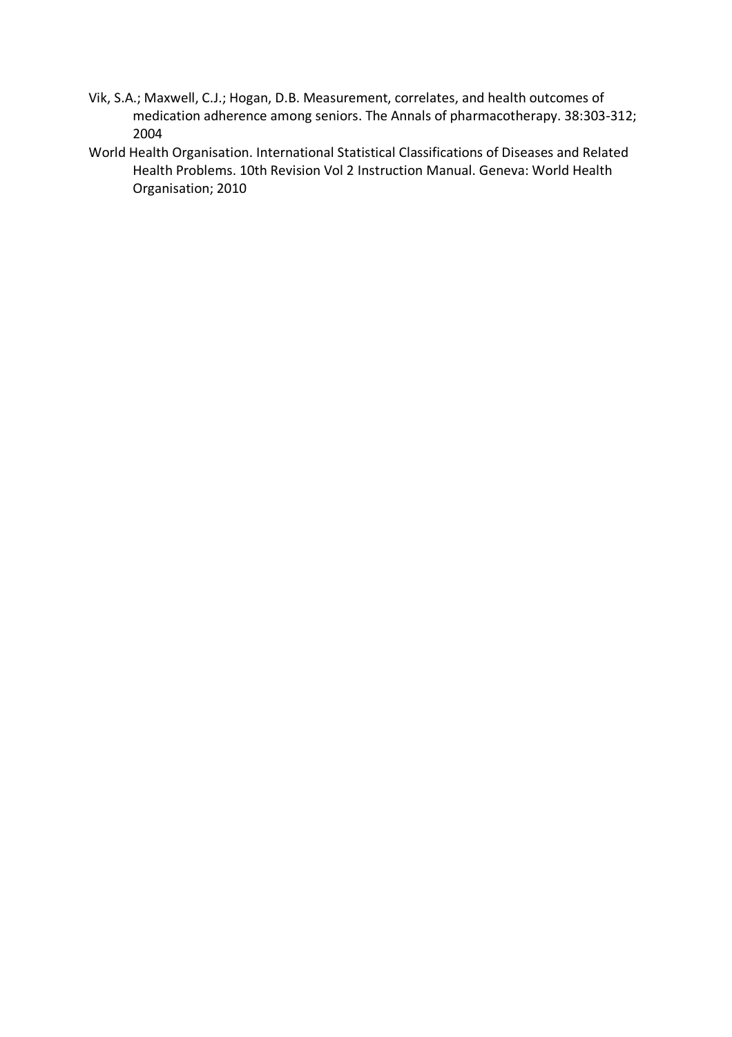Vik, S.A.; Maxwell, C.J.; Hogan, D.B. Measurement, correlates, and health outcomes of medication adherence among seniors. The Annals of pharmacotherapy. 38:303-312; 2004

World Health Organisation. International Statistical Classifications of Diseases and Related Health Problems. 10th Revision Vol 2 Instruction Manual. Geneva: World Health Organisation; 2010